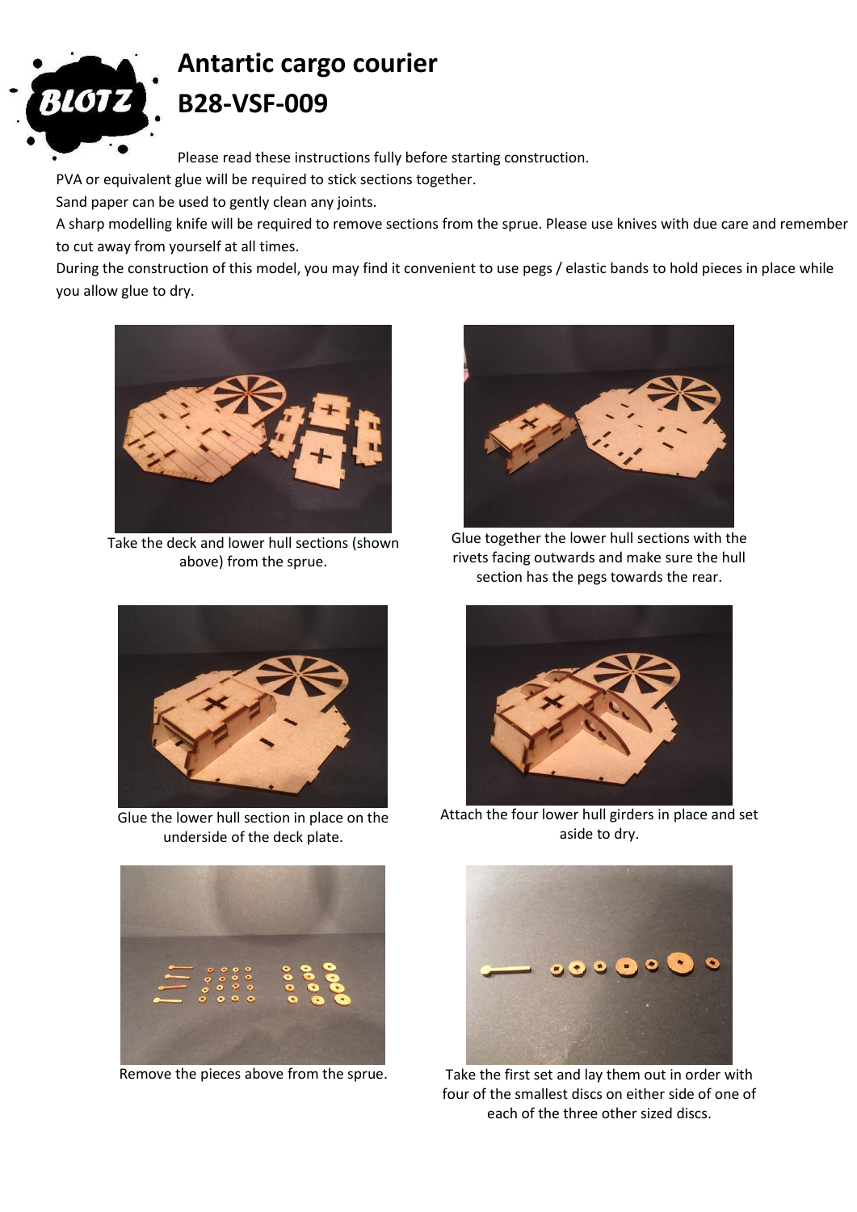# Antartic cargo courier

# B28-VSF-009

Please read these instructions fully before starting construction.

PVA or equivalent glue will be required to stick sections together.

Sand paper can be used to gently clean any joints.

A sharp modelling knife will be required to remove sections from the sprue. Please use knives with due care and remember to cut away from yourself at all times.

During the construction of this model, you may find it convenient to use pegs / elastic bands to hold pieces in place while you allow glue to dry.

Take the deck and lower hull sections (shown above) from the sprue.

Glue together the lower hull sections with the rivets facing outwards and make sure the hull section has the pegs towards the rear.

Glue the lower hull section in place on the underside of the deck plate.

Attach the four lower hull girders in place and set aside to dry.

Remove the pieces above from the sprue.

Take the first set and lay them out in order with four of the smallest discs on either side of one of each of the three other sized discs.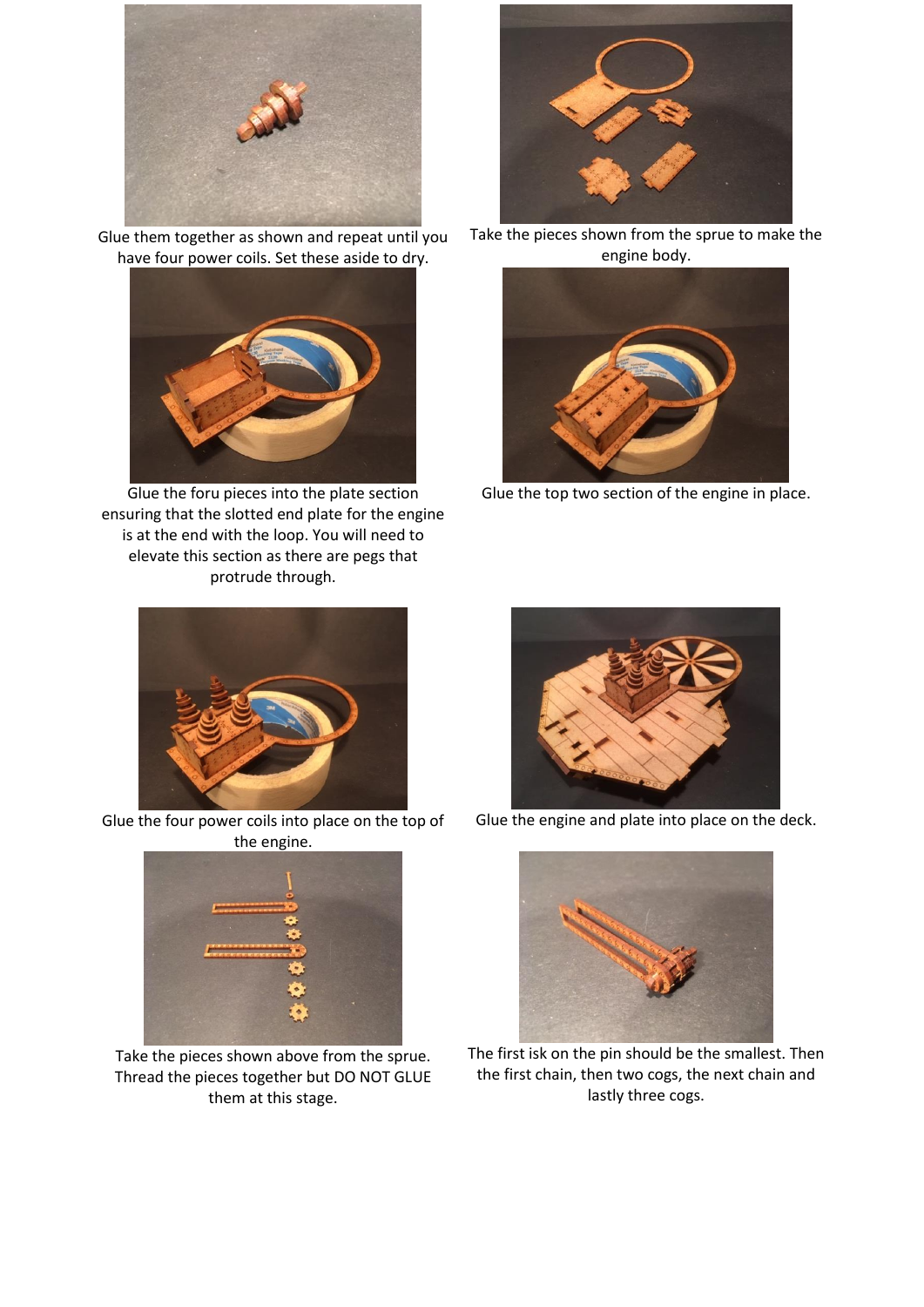Glue them together as shown and repeat until you have four power coils. Set these aside to dry.

Take the pieces shown from the sprue to make the engine body.

Glue the foru pieces into the plate section ensuring that the slotted end plate for the engine is at the end with the loop. You will need to elevate this section as there are pegs that protrude through.

Glue the top two section of the engine in place.

Glue the four power coils into place on the top of the engine.

Glue the engine and plate into place on the deck.

Take the pieces shown above from the sprue. Thread the pieces together but DO NOT GLUE them at this stage.

The first isk on the pin should be the smallest. Then the first chain, then two cogs, the next chain and lastly three cogs.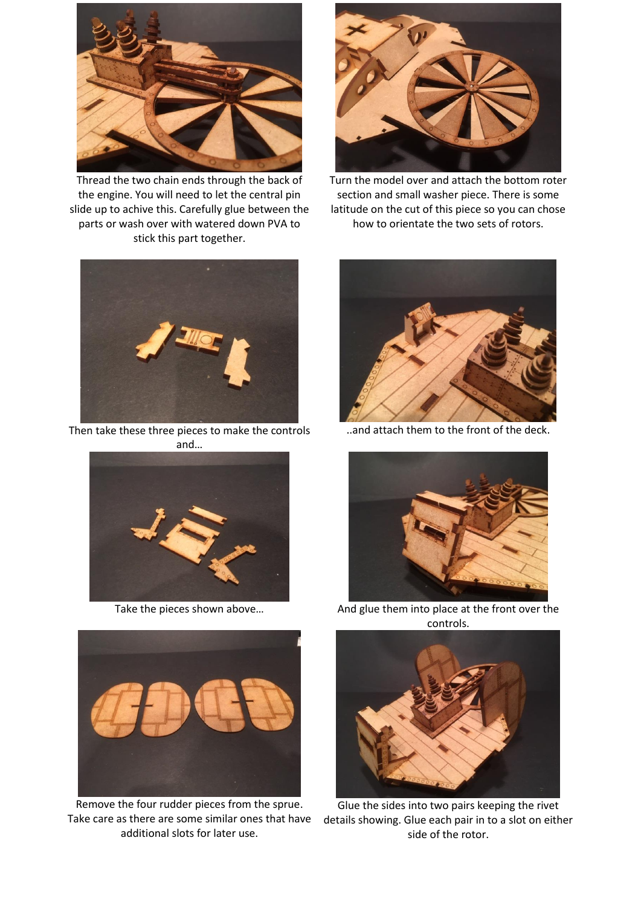Thread the two chain ends through the back of the engine. You will need to let the central pin slide up to achive this. Carefully glue between the parts or wash over with watered down PVA to stick this part together.

Turn the model over and attach the bottom roter section and small washer piece. There is some latitude on the cut of this piece so you can chose how to orientate the two sets of rotors.

Then take these three pieces to make the controls and…

..and attach them to the front of the deck.

Take the pieces shown above…

And glue them into place at the front over the controls.

Remove the four rudder pieces from the sprue. Take care as there are some similar ones that have additional slots for later use.

Glue the sides into two pairs keeping the rivet details showing. Glue each pair in to a slot on either side of the rotor.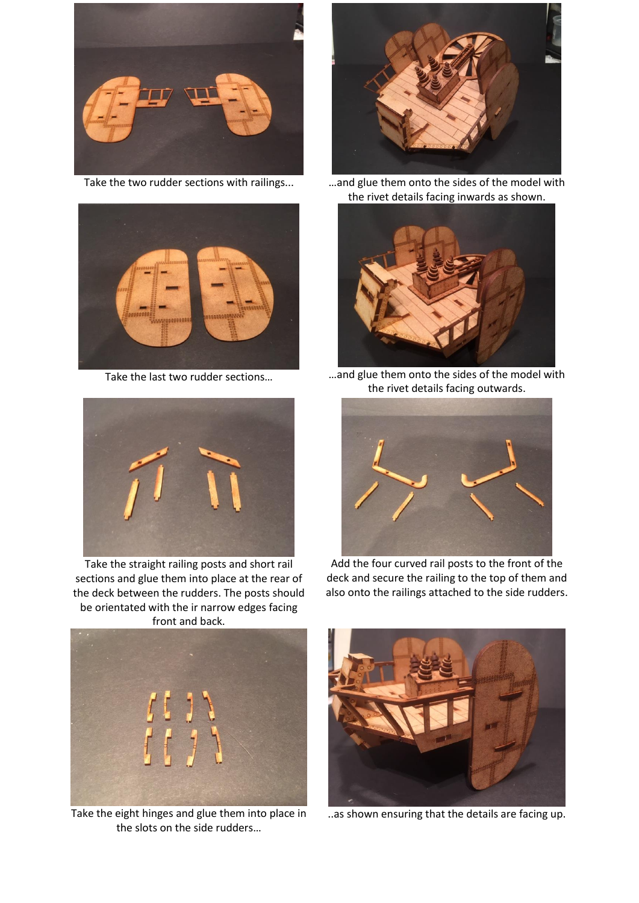Take the two rudder sections with railings...

…and glue them onto the sides of the model with the rivet details facing inwards as shown.

Take the last two rudder sections…

…and glue them onto the sides of the model with the rivet details facing outwards.

Take the straight railing posts and short rail sections and glue them into place at the rear of the deck between the rudders. The posts should be orientated with the ir narrow edges facing front and back.

Add the four curved rail posts to the front of the deck and secure the railing to the top of them and also onto the railings attached to the side rudders.

Take the eight hinges and glue them into place in the slots on the side rudders…

..as shown ensuring that the details are facing up.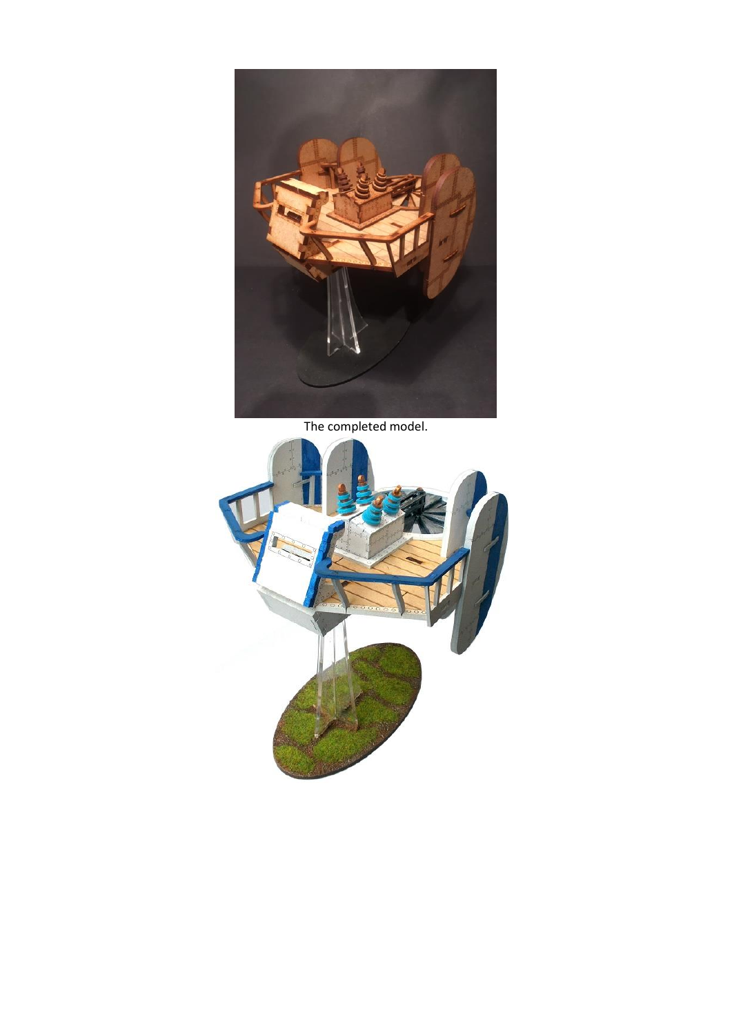The completed model.